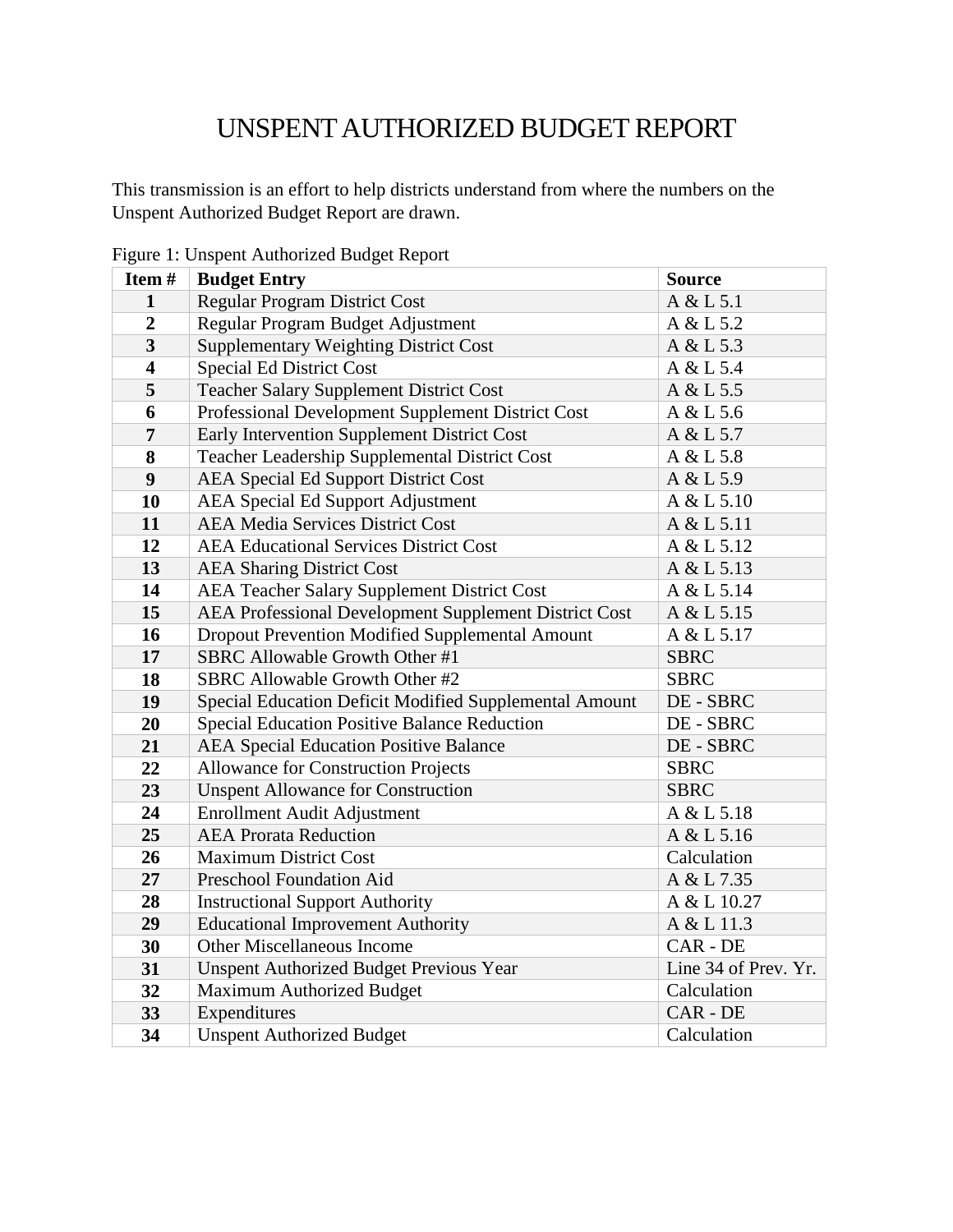# UNSPENT AUTHORIZED BUDGET REPORT

This transmission is an effort to help districts understand from where the numbers on the Unspent Authorized Budget Report are drawn.

Figure 1: Unspent Authorized Budget Report

| Item # | Budget Entry | Source |
|---|---|---|
| **1** | Regular Program District Cost | A & L 5.1 |
| **2** | Regular Program Budget Adjustment | A & L 5.2 |
| **3** | Supplementary Weighting District Cost | A & L 5.3 |
| **4** | Special Ed District Cost | A & L 5.4 |
| **5** | Teacher Salary Supplement District Cost | A & L 5.5 |
| **6** | Professional Development Supplement District Cost | A & L 5.6 |
| **7** | Early Intervention Supplement District Cost | A & L 5.7 |
| **8** | Teacher Leadership Supplemental District Cost | A & L 5.8 |
| **9** | AEA Special Ed Support District Cost | A & L 5.9 |
| **10** | AEA Special Ed Support Adjustment | A & L 5.10 |
| **11** | AEA Media Services District Cost | A & L 5.11 |
| **12** | AEA Educational Services District Cost | A & L 5.12 |
| **13** | AEA Sharing District Cost | A & L 5.13 |
| **14** | AEA Teacher Salary Supplement District Cost | A & L 5.14 |
| **15** | AEA Professional Development Supplement District Cost | A & L 5.15 |
| **16** | Dropout Prevention Modified Supplemental Amount | A & L 5.17 |
| **17** | SBRC Allowable Growth Other #1 | SBRC |
| **18** | SBRC Allowable Growth Other #2 | SBRC |
| **19** | Special Education Deficit Modified Supplemental Amount | DE - SBRC |
| **20** | Special Education Positive Balance Reduction | DE - SBRC |
| **21** | AEA Special Education Positive Balance | DE - SBRC |
| **22** | Allowance for Construction Projects | SBRC |
| **23** | Unspent Allowance for Construction | SBRC |
| **24** | Enrollment Audit Adjustment | A & L 5.18 |
| **25** | AEA Prorata Reduction | A & L 5.16 |
| **26** | Maximum District Cost | Calculation |
| **27** | Preschool Foundation Aid | A & L 7.35 |
| **28** | Instructional Support Authority | A & L 10.27 |
| **29** | Educational Improvement Authority | A & L 11.3 |
| **30** | Other Miscellaneous Income | CAR - DE |
| **31** | Unspent Authorized Budget Previous Year | Line 34 of Prev. Yr. |
| **32** | Maximum Authorized Budget | Calculation |
| **33** | Expenditures | CAR - DE |
| **34** | Unspent Authorized Budget | Calculation |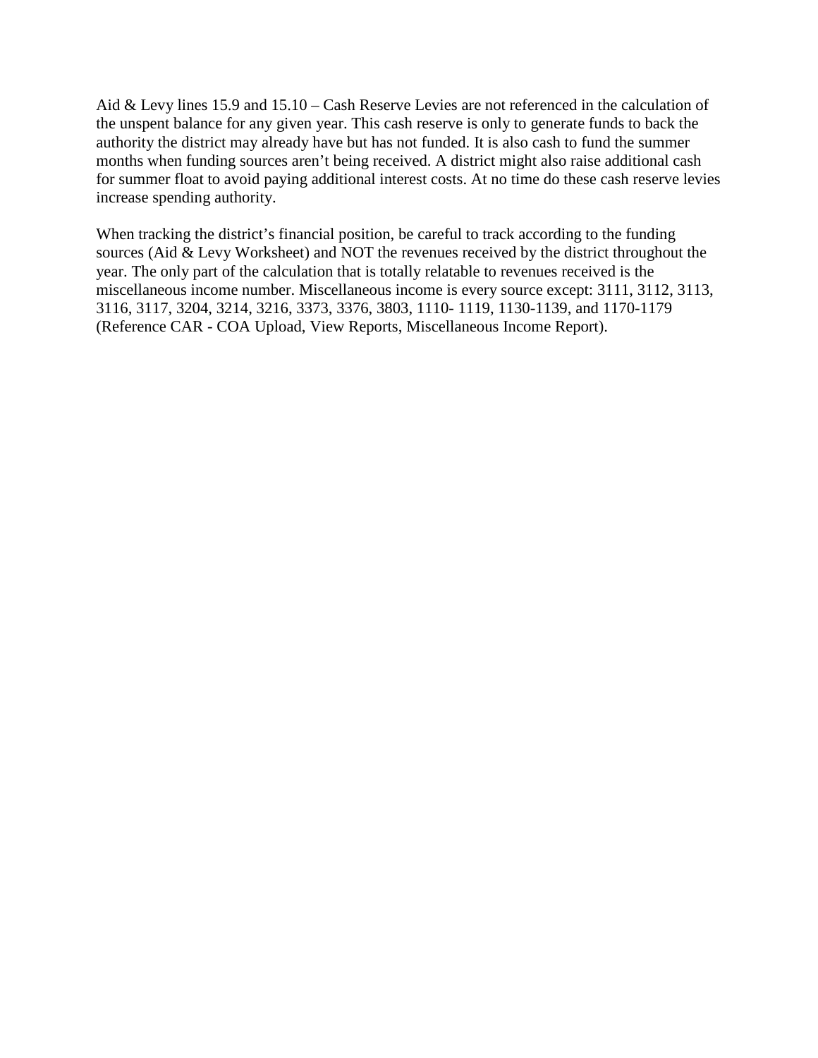Aid & Levy lines 15.9 and 15.10 – Cash Reserve Levies are not referenced in the calculation of the unspent balance for any given year. This cash reserve is only to generate funds to back the authority the district may already have but has not funded. It is also cash to fund the summer months when funding sources aren't being received. A district might also raise additional cash for summer float to avoid paying additional interest costs. At no time do these cash reserve levies increase spending authority.

When tracking the district's financial position, be careful to track according to the funding sources (Aid & Levy Worksheet) and NOT the revenues received by the district throughout the year. The only part of the calculation that is totally relatable to revenues received is the miscellaneous income number. Miscellaneous income is every source except: 3111, 3112, 3113, 3116, 3117, 3204, 3214, 3216, 3373, 3376, 3803, 1110- 1119, 1130-1139, and 1170-1179 (Reference CAR - COA Upload, View Reports, Miscellaneous Income Report).